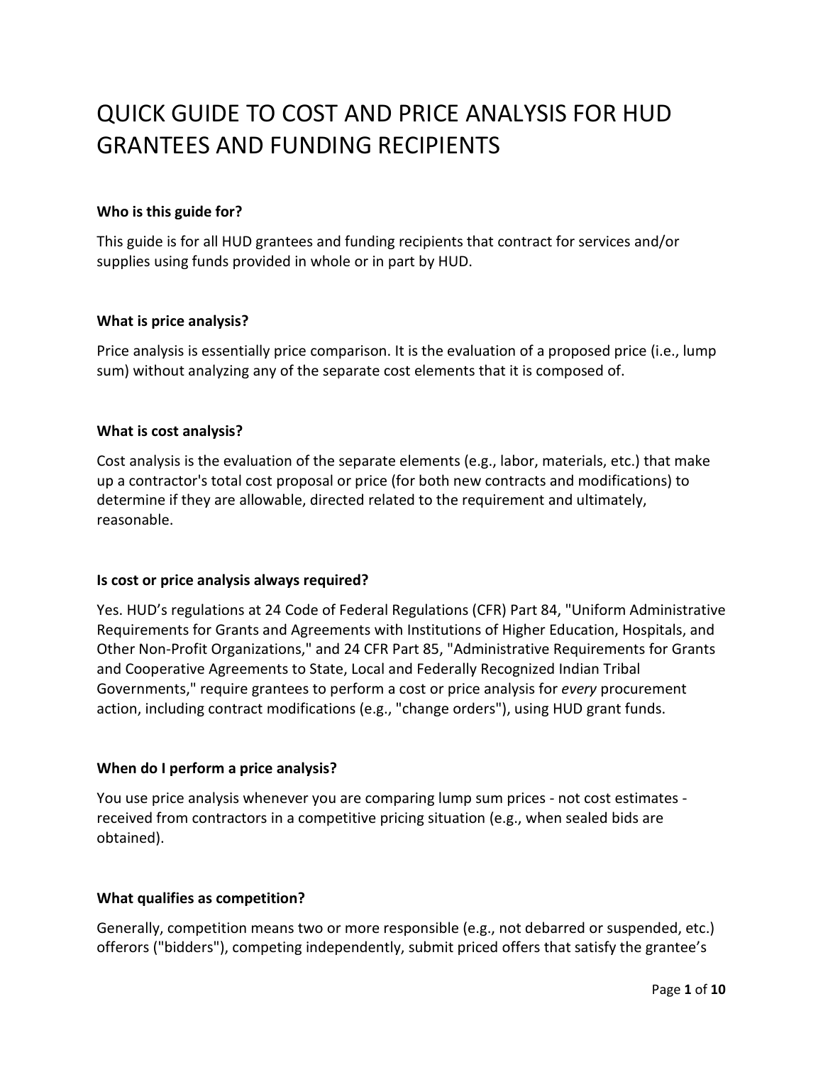# QUICK GUIDE TO COST AND PRICE ANALYSIS FOR HUD GRANTEES AND FUNDING RECIPIENTS

**Who is this guide for?**

This guide is for all HUD grantees and funding recipients that contract for services and/or supplies using funds provided in whole or in part by HUD.

**What is price analysis?**

Price analysis is essentially price comparison. It is the evaluation of a proposed price (i.e., lump sum) without analyzing any of the separate cost elements that it is composed of.

**What is cost analysis?**

Cost analysis is the evaluation of the separate elements (e.g., labor, materials, etc.) that make up a contractor's total cost proposal or price (for both new contracts and modifications) to determine if they are allowable, directed related to the requirement and ultimately, reasonable.

**Is cost or price analysis always required?**

Yes. HUD's regulations at 24 Code of Federal Regulations (CFR) Part 84, "Uniform Administrative Requirements for Grants and Agreements with Institutions of Higher Education, Hospitals, and Other Non-Profit Organizations," and 24 CFR Part 85, "Administrative Requirements for Grants and Cooperative Agreements to State, Local and Federally Recognized Indian Tribal Governments," require grantees to perform a cost or price analysis for *every* procurement action, including contract modifications (e.g., "change orders"), using HUD grant funds.

**When do I perform a price analysis?**

You use price analysis whenever you are comparing lump sum prices - not cost estimates - received from contractors in a competitive pricing situation (e.g., when sealed bids are obtained).

**What qualifies as competition?**

Generally, competition means two or more responsible (e.g., not debarred or suspended, etc.) offerors ("bidders"), competing independently, submit priced offers that satisfy the grantee's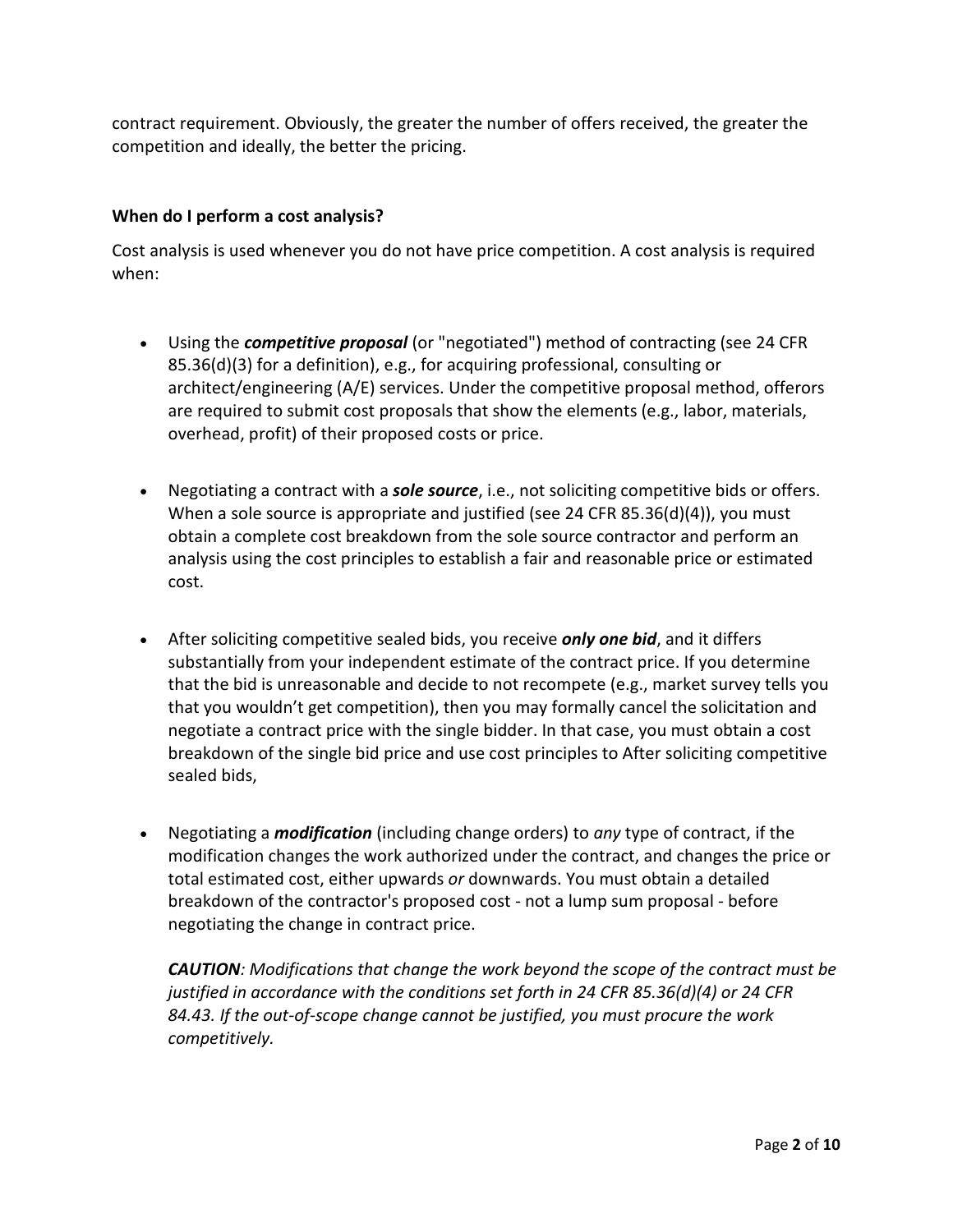contract requirement. Obviously, the greater the number of offers received, the greater the competition and ideally, the better the pricing.

### When do I perform a cost analysis?

Cost analysis is used whenever you do not have price competition. A cost analysis is required when:

- Using the ***competitive proposal*** (or "negotiated") method of contracting (see 24 CFR 85.36(d)(3) for a definition), e.g., for acquiring professional, consulting or architect/engineering (A/E) services. Under the competitive proposal method, offerors are required to submit cost proposals that show the elements (e.g., labor, materials, overhead, profit) of their proposed costs or price.

- Negotiating a contract with a ***sole source***, i.e., not soliciting competitive bids or offers. When a sole source is appropriate and justified (see 24 CFR 85.36(d)(4)), you must obtain a complete cost breakdown from the sole source contractor and perform an analysis using the cost principles to establish a fair and reasonable price or estimated cost.

- After soliciting competitive sealed bids, you receive ***only one bid***, and it differs substantially from your independent estimate of the contract price. If you determine that the bid is unreasonable and decide to not recompete (e.g., market survey tells you that you wouldn't get competition), then you may formally cancel the solicitation and negotiate a contract price with the single bidder. In that case, you must obtain a cost breakdown of the single bid price and use cost principles to After soliciting competitive sealed bids,

- Negotiating a ***modification*** (including change orders) to *any* type of contract, if the modification changes the work authorized under the contract, and changes the price or total estimated cost, either upwards *or* downwards. You must obtain a detailed breakdown of the contractor's proposed cost - not a lump sum proposal - before negotiating the change in contract price.

  ***CAUTION****: Modifications that change the work beyond the scope of the contract must be justified in accordance with the conditions set forth in 24 CFR 85.36(d)(4) or 24 CFR 84.43. If the out-of-scope change cannot be justified, you must procure the work competitively.*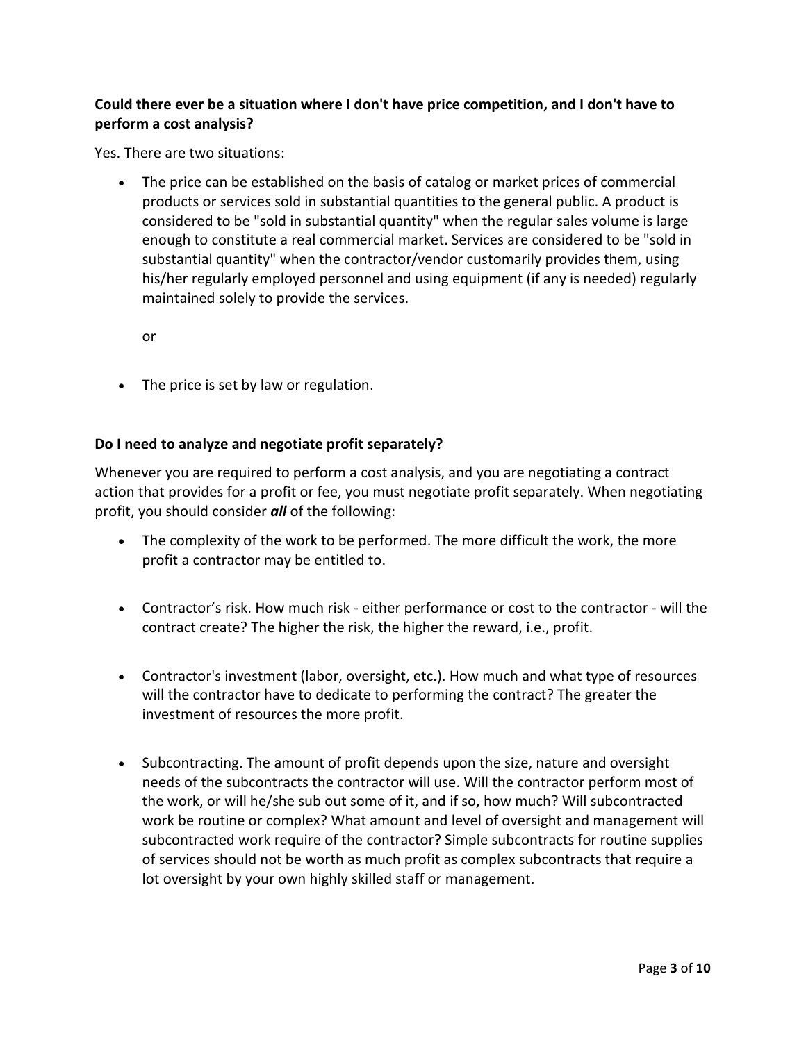**Could there ever be a situation where I don't have price competition, and I don't have to perform a cost analysis?**

Yes. There are two situations:

- The price can be established on the basis of catalog or market prices of commercial products or services sold in substantial quantities to the general public. A product is considered to be "sold in substantial quantity" when the regular sales volume is large enough to constitute a real commercial market. Services are considered to be "sold in substantial quantity" when the contractor/vendor customarily provides them, using his/her regularly employed personnel and using equipment (if any is needed) regularly maintained solely to provide the services.

  or

- The price is set by law or regulation.

**Do I need to analyze and negotiate profit separately?**

Whenever you are required to perform a cost analysis, and you are negotiating a contract action that provides for a profit or fee, you must negotiate profit separately. When negotiating profit, you should consider ***all*** of the following:

- The complexity of the work to be performed. The more difficult the work, the more profit a contractor may be entitled to.

- Contractor's risk. How much risk - either performance or cost to the contractor - will the contract create? The higher the risk, the higher the reward, i.e., profit.

- Contractor's investment (labor, oversight, etc.). How much and what type of resources will the contractor have to dedicate to performing the contract? The greater the investment of resources the more profit.

- Subcontracting. The amount of profit depends upon the size, nature and oversight needs of the subcontracts the contractor will use. Will the contractor perform most of the work, or will he/she sub out some of it, and if so, how much? Will subcontracted work be routine or complex? What amount and level of oversight and management will subcontracted work require of the contractor? Simple subcontracts for routine supplies of services should not be worth as much profit as complex subcontracts that require a lot oversight by your own highly skilled staff or management.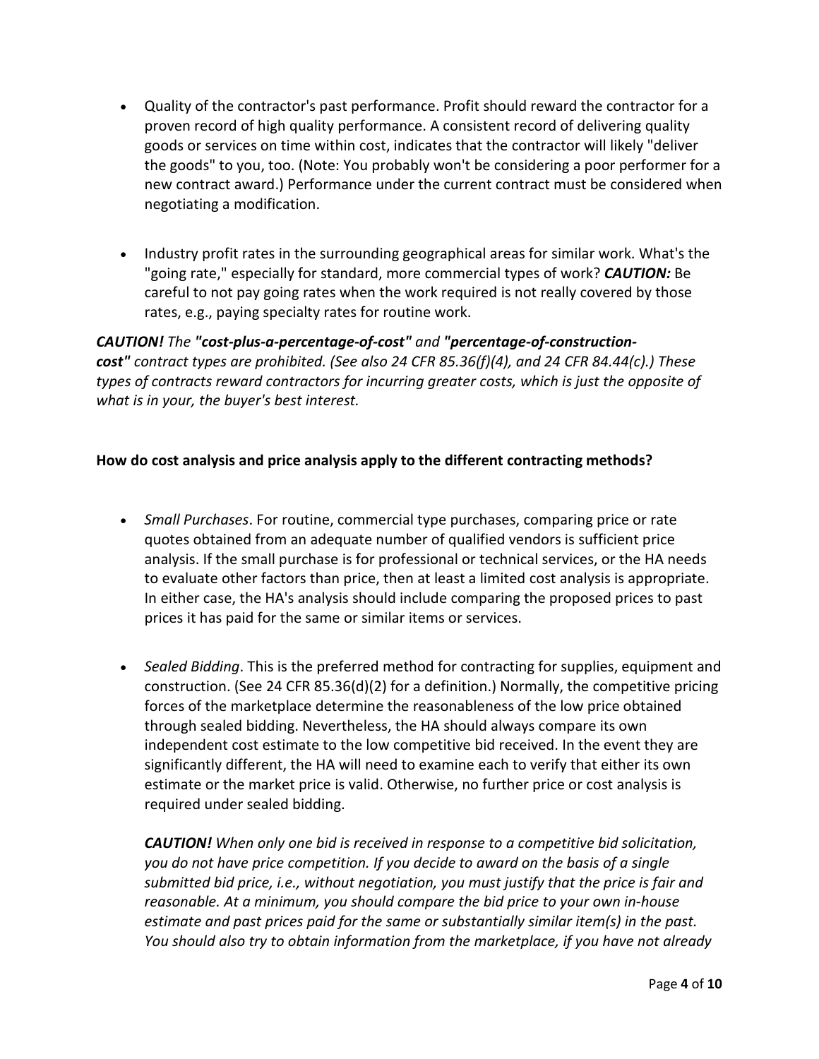- Quality of the contractor's past performance. Profit should reward the contractor for a proven record of high quality performance. A consistent record of delivering quality goods or services on time within cost, indicates that the contractor will likely "deliver the goods" to you, too. (Note: You probably won't be considering a poor performer for a new contract award.) Performance under the current contract must be considered when negotiating a modification.

- Industry profit rates in the surrounding geographical areas for similar work. What's the "going rate," especially for standard, more commercial types of work? ***CAUTION:*** Be careful to not pay going rates when the work required is not really covered by those rates, e.g., paying specialty rates for routine work.

***CAUTION!*** *The **"cost-plus-a-percentage-of-cost"** and **"percentage-of-construction-cost"** contract types are prohibited. (See also 24 CFR 85.36(f)(4), and 24 CFR 84.44(c).) These types of contracts reward contractors for incurring greater costs, which is just the opposite of what is in your, the buyer's best interest.*

**How do cost analysis and price analysis apply to the different contracting methods?**

- *Small Purchases*. For routine, commercial type purchases, comparing price or rate quotes obtained from an adequate number of qualified vendors is sufficient price analysis. If the small purchase is for professional or technical services, or the HA needs to evaluate other factors than price, then at least a limited cost analysis is appropriate. In either case, the HA's analysis should include comparing the proposed prices to past prices it has paid for the same or similar items or services.

- *Sealed Bidding*. This is the preferred method for contracting for supplies, equipment and construction. (See 24 CFR 85.36(d)(2) for a definition.) Normally, the competitive pricing forces of the marketplace determine the reasonableness of the low price obtained through sealed bidding. Nevertheless, the HA should always compare its own independent cost estimate to the low competitive bid received. In the event they are significantly different, the HA will need to examine each to verify that either its own estimate or the market price is valid. Otherwise, no further price or cost analysis is required under sealed bidding.

  ***CAUTION!*** *When only one bid is received in response to a competitive bid solicitation, you do not have price competition. If you decide to award on the basis of a single submitted bid price, i.e., without negotiation, you must justify that the price is fair and reasonable. At a minimum, you should compare the bid price to your own in-house estimate and past prices paid for the same or substantially similar item(s) in the past. You should also try to obtain information from the marketplace, if you have not already*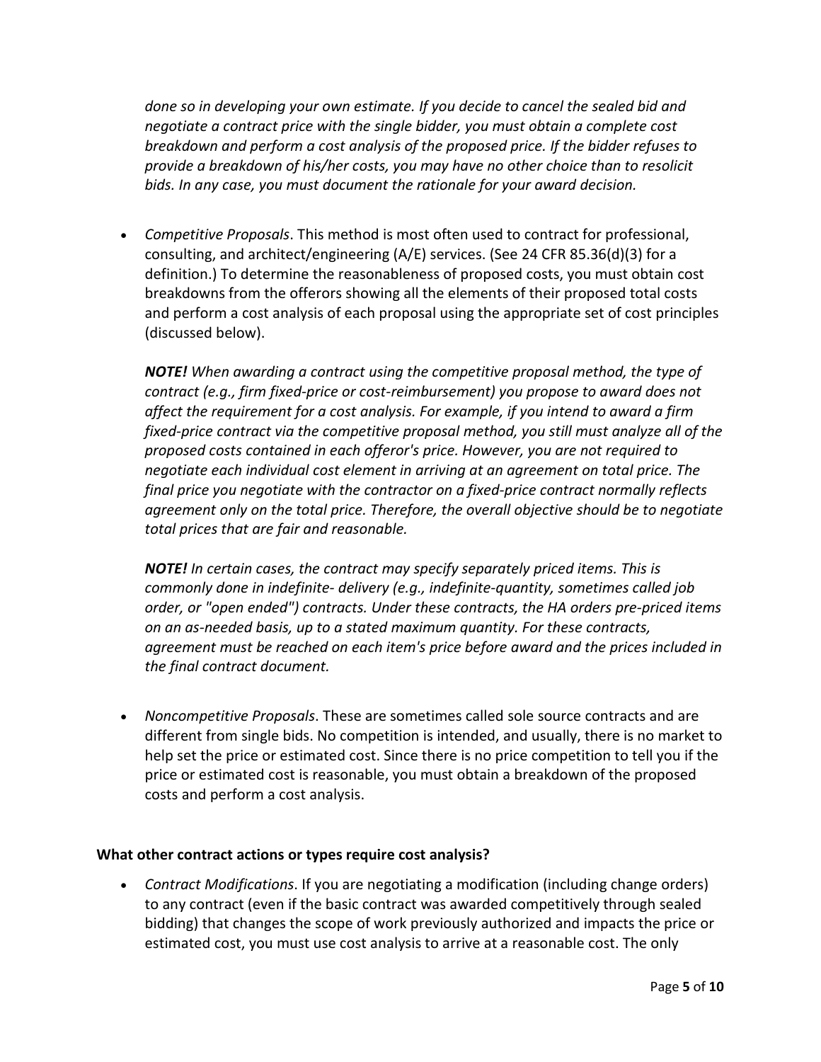*done so in developing your own estimate. If you decide to cancel the sealed bid and negotiate a contract price with the single bidder, you must obtain a complete cost breakdown and perform a cost analysis of the proposed price. If the bidder refuses to provide a breakdown of his/her costs, you may have no other choice than to resolicit bids. In any case, you must document the rationale for your award decision.*

- *Competitive Proposals*. This method is most often used to contract for professional, consulting, and architect/engineering (A/E) services. (See 24 CFR 85.36(d)(3) for a definition.) To determine the reasonableness of proposed costs, you must obtain cost breakdowns from the offerors showing all the elements of their proposed total costs and perform a cost analysis of each proposal using the appropriate set of cost principles (discussed below).

  ***NOTE!*** *When awarding a contract using the competitive proposal method, the type of contract (e.g., firm fixed-price or cost-reimbursement) you propose to award does not affect the requirement for a cost analysis. For example, if you intend to award a firm fixed-price contract via the competitive proposal method, you still must analyze all of the proposed costs contained in each offeror's price. However, you are not required to negotiate each individual cost element in arriving at an agreement on total price. The final price you negotiate with the contractor on a fixed-price contract normally reflects agreement only on the total price. Therefore, the overall objective should be to negotiate total prices that are fair and reasonable.*

  ***NOTE!*** *In certain cases, the contract may specify separately priced items. This is commonly done in indefinite- delivery (e.g., indefinite-quantity, sometimes called job order, or "open ended") contracts. Under these contracts, the HA orders pre-priced items on an as-needed basis, up to a stated maximum quantity. For these contracts, agreement must be reached on each item's price before award and the prices included in the final contract document.*

- *Noncompetitive Proposals*. These are sometimes called sole source contracts and are different from single bids. No competition is intended, and usually, there is no market to help set the price or estimated cost. Since there is no price competition to tell you if the price or estimated cost is reasonable, you must obtain a breakdown of the proposed costs and perform a cost analysis.

**What other contract actions or types require cost analysis?**

- *Contract Modifications*. If you are negotiating a modification (including change orders) to any contract (even if the basic contract was awarded competitively through sealed bidding) that changes the scope of work previously authorized and impacts the price or estimated cost, you must use cost analysis to arrive at a reasonable cost. The only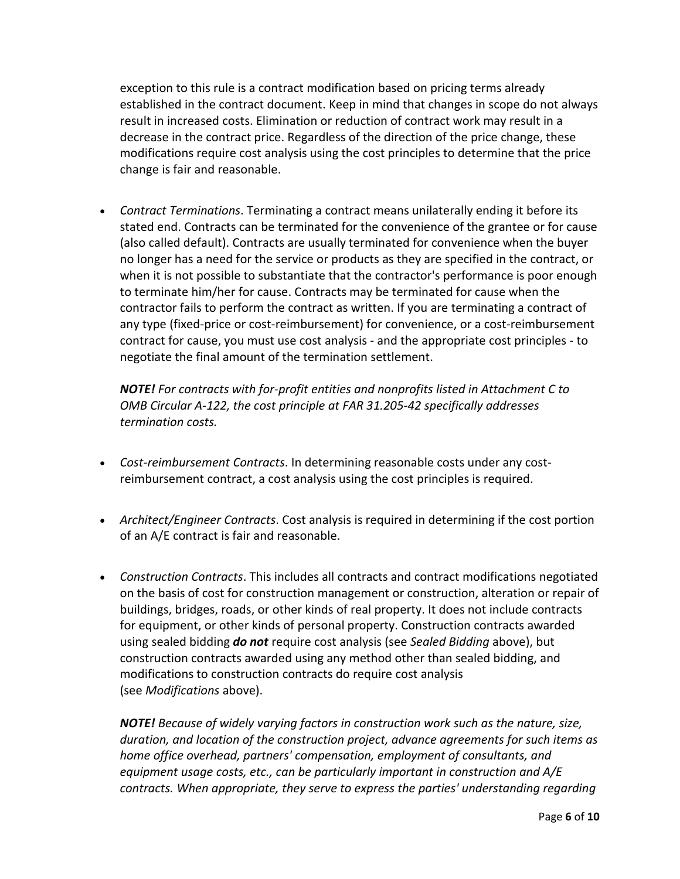exception to this rule is a contract modification based on pricing terms already established in the contract document. Keep in mind that changes in scope do not always result in increased costs. Elimination or reduction of contract work may result in a decrease in the contract price. Regardless of the direction of the price change, these modifications require cost analysis using the cost principles to determine that the price change is fair and reasonable.

- *Contract Terminations*. Terminating a contract means unilaterally ending it before its stated end. Contracts can be terminated for the convenience of the grantee or for cause (also called default). Contracts are usually terminated for convenience when the buyer no longer has a need for the service or products as they are specified in the contract, or when it is not possible to substantiate that the contractor's performance is poor enough to terminate him/her for cause. Contracts may be terminated for cause when the contractor fails to perform the contract as written. If you are terminating a contract of any type (fixed-price or cost-reimbursement) for convenience, or a cost-reimbursement contract for cause, you must use cost analysis - and the appropriate cost principles - to negotiate the final amount of the termination settlement.

  ***NOTE!*** *For contracts with for-profit entities and nonprofits listed in Attachment C to OMB Circular A-122, the cost principle at FAR 31.205-42 specifically addresses termination costs.*

- *Cost-reimbursement Contracts*. In determining reasonable costs under any cost-reimbursement contract, a cost analysis using the cost principles is required.

- *Architect/Engineer Contracts*. Cost analysis is required in determining if the cost portion of an A/E contract is fair and reasonable.

- *Construction Contracts*. This includes all contracts and contract modifications negotiated on the basis of cost for construction management or construction, alteration or repair of buildings, bridges, roads, or other kinds of real property. It does not include contracts for equipment, or other kinds of personal property. Construction contracts awarded using sealed bidding ***do not*** require cost analysis (see *Sealed Bidding* above), but construction contracts awarded using any method other than sealed bidding, and modifications to construction contracts do require cost analysis (see *Modifications* above).

  ***NOTE!*** *Because of widely varying factors in construction work such as the nature, size, duration, and location of the construction project, advance agreements for such items as home office overhead, partners' compensation, employment of consultants, and equipment usage costs, etc., can be particularly important in construction and A/E contracts. When appropriate, they serve to express the parties' understanding regarding*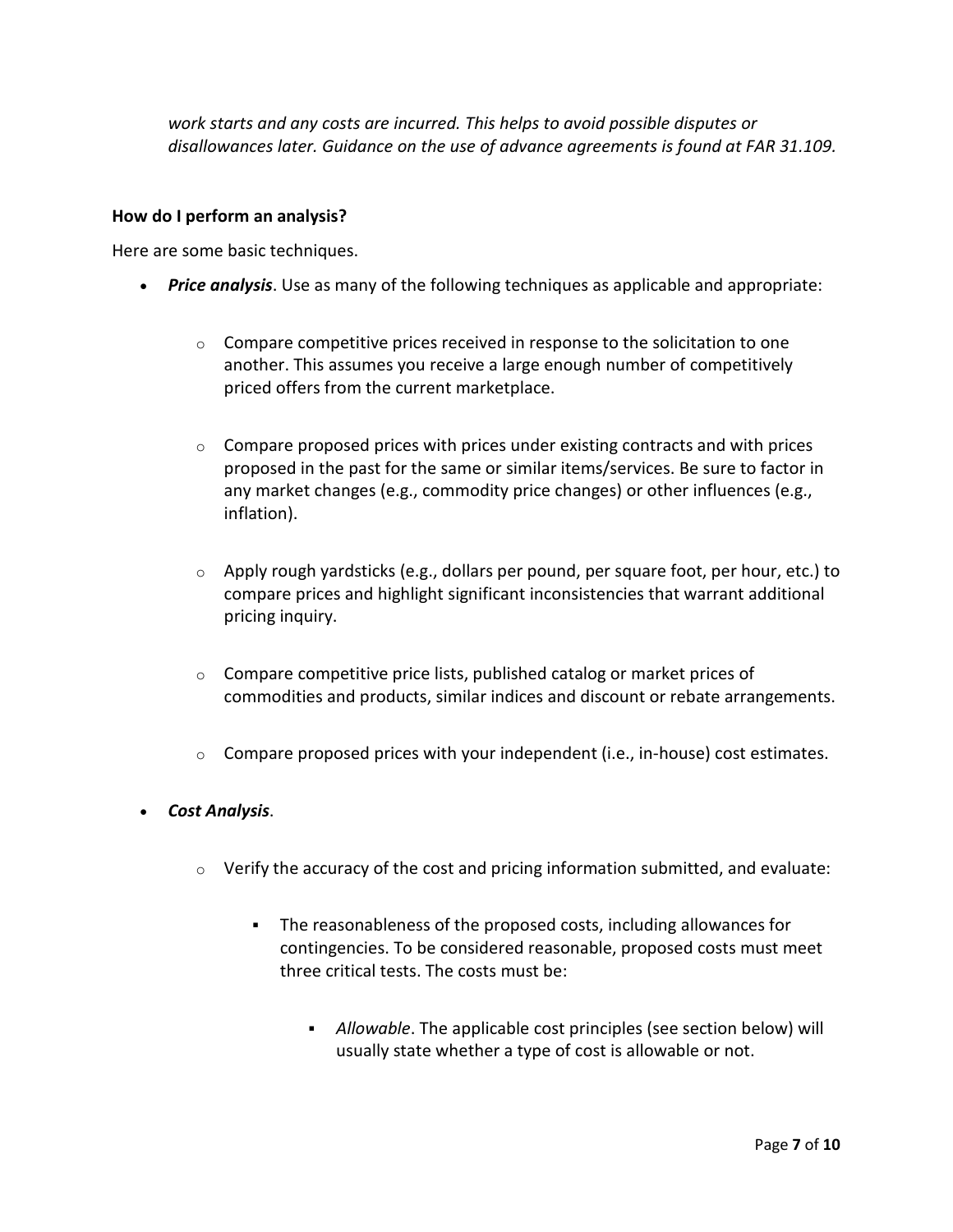*work starts and any costs are incurred. This helps to avoid possible disputes or disallowances later. Guidance on the use of advance agreements is found at FAR 31.109.*

**How do I perform an analysis?**

Here are some basic techniques.

- ***Price analysis***. Use as many of the following techniques as applicable and appropriate:
  - Compare competitive prices received in response to the solicitation to one another. This assumes you receive a large enough number of competitively priced offers from the current marketplace.
  - Compare proposed prices with prices under existing contracts and with prices proposed in the past for the same or similar items/services. Be sure to factor in any market changes (e.g., commodity price changes) or other influences (e.g., inflation).
  - Apply rough yardsticks (e.g., dollars per pound, per square foot, per hour, etc.) to compare prices and highlight significant inconsistencies that warrant additional pricing inquiry.
  - Compare competitive price lists, published catalog or market prices of commodities and products, similar indices and discount or rebate arrangements.
  - Compare proposed prices with your independent (i.e., in-house) cost estimates.

- ***Cost Analysis***.
  - Verify the accuracy of the cost and pricing information submitted, and evaluate:
    - The reasonableness of the proposed costs, including allowances for contingencies. To be considered reasonable, proposed costs must meet three critical tests. The costs must be:
      - *Allowable*. The applicable cost principles (see section below) will usually state whether a type of cost is allowable or not.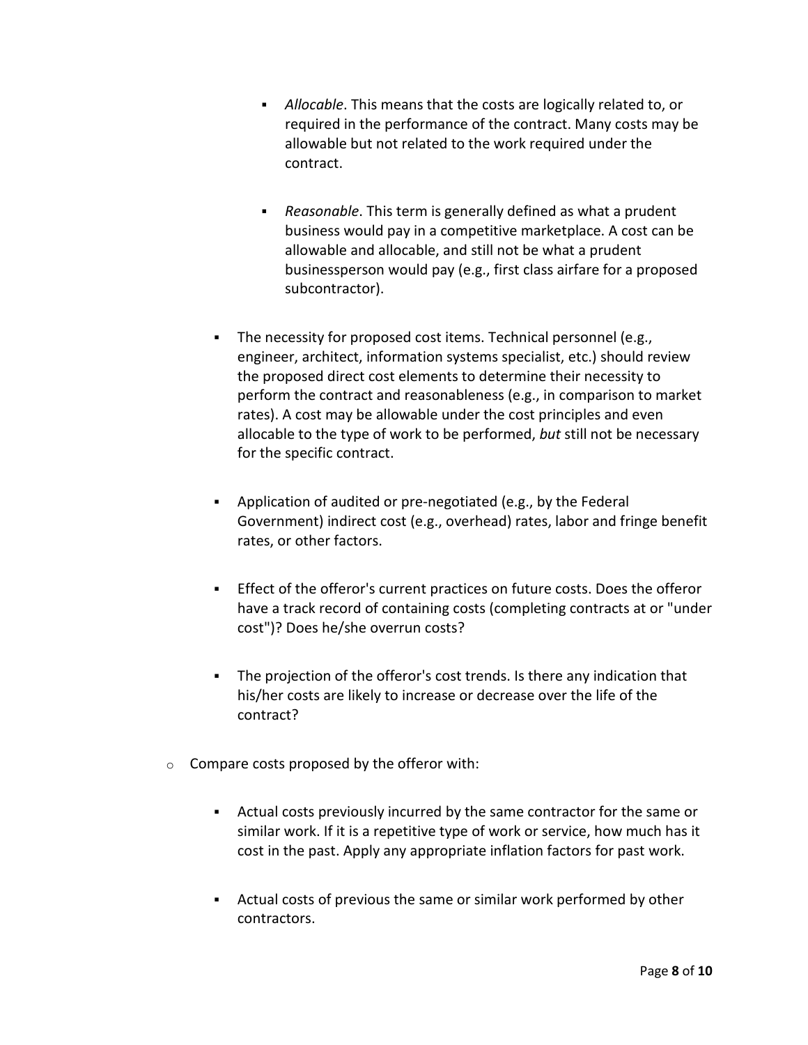- *Allocable*. This means that the costs are logically related to, or required in the performance of the contract. Many costs may be allowable but not related to the work required under the contract.

        - *Reasonable*. This term is generally defined as what a prudent business would pay in a competitive marketplace. A cost can be allowable and allocable, and still not be what a prudent businessperson would pay (e.g., first class airfare for a proposed subcontractor).

    - The necessity for proposed cost items. Technical personnel (e.g., engineer, architect, information systems specialist, etc.) should review the proposed direct cost elements to determine their necessity to perform the contract and reasonableness (e.g., in comparison to market rates). A cost may be allowable under the cost principles and even allocable to the type of work to be performed, *but* still not be necessary for the specific contract.

    - Application of audited or pre-negotiated (e.g., by the Federal Government) indirect cost (e.g., overhead) rates, labor and fringe benefit rates, or other factors.

    - Effect of the offeror's current practices on future costs. Does the offeror have a track record of containing costs (completing contracts at or "under cost")? Does he/she overrun costs?

    - The projection of the offeror's cost trends. Is there any indication that his/her costs are likely to increase or decrease over the life of the contract?

- Compare costs proposed by the offeror with:

    - Actual costs previously incurred by the same contractor for the same or similar work. If it is a repetitive type of work or service, how much has it cost in the past. Apply any appropriate inflation factors for past work.

    - Actual costs of previous the same or similar work performed by other contractors.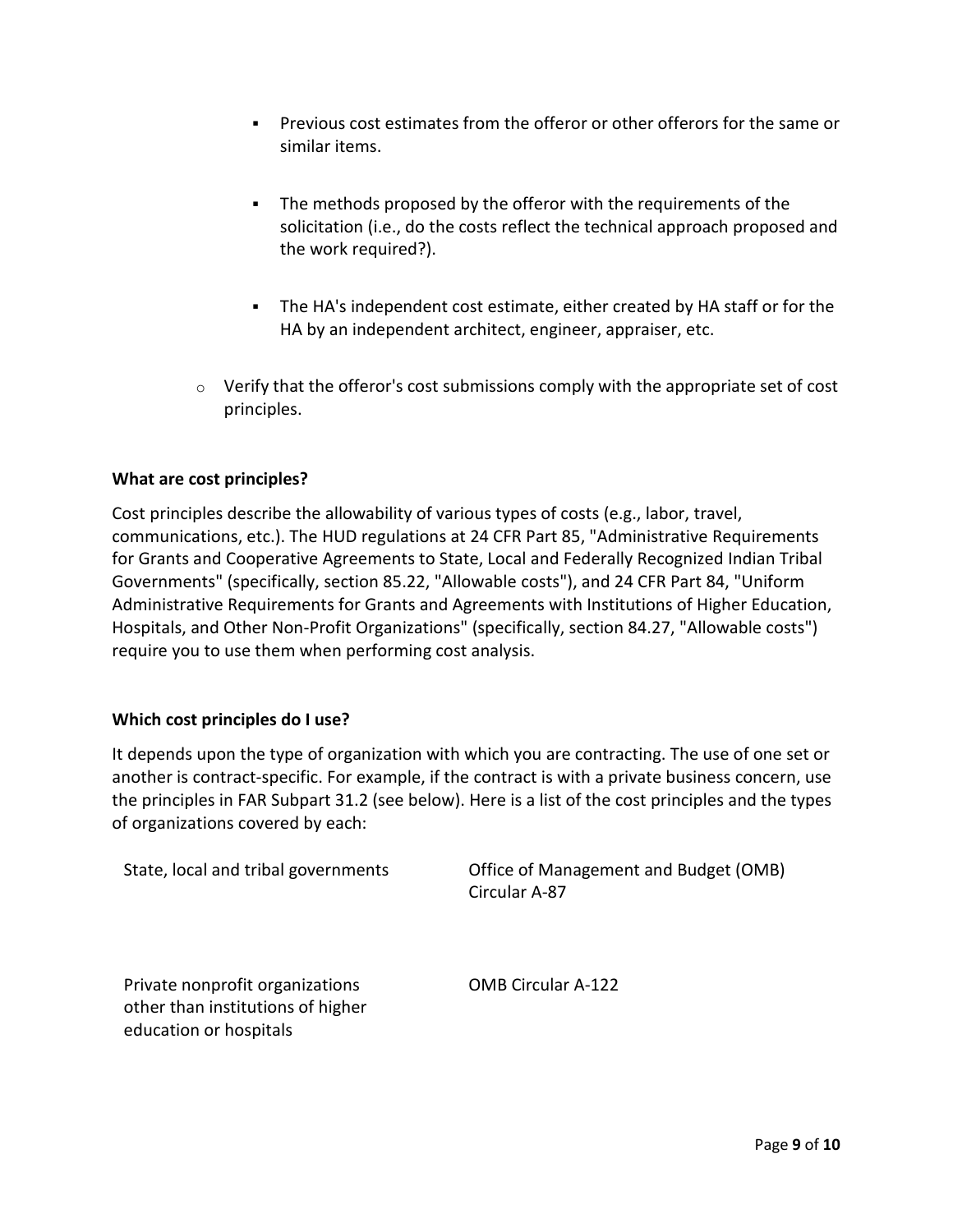- Previous cost estimates from the offeror or other offerors for the same or similar items.

- The methods proposed by the offeror with the requirements of the solicitation (i.e., do the costs reflect the technical approach proposed and the work required?).

- The HA's independent cost estimate, either created by HA staff or for the HA by an independent architect, engineer, appraiser, etc.

- Verify that the offeror's cost submissions comply with the appropriate set of cost principles.

**What are cost principles?**

Cost principles describe the allowability of various types of costs (e.g., labor, travel, communications, etc.). The HUD regulations at 24 CFR Part 85, "Administrative Requirements for Grants and Cooperative Agreements to State, Local and Federally Recognized Indian Tribal Governments" (specifically, section 85.22, "Allowable costs"), and 24 CFR Part 84, "Uniform Administrative Requirements for Grants and Agreements with Institutions of Higher Education, Hospitals, and Other Non-Profit Organizations" (specifically, section 84.27, "Allowable costs") require you to use them when performing cost analysis.

**Which cost principles do I use?**

It depends upon the type of organization with which you are contracting. The use of one set or another is contract-specific. For example, if the contract is with a private business concern, use the principles in FAR Subpart 31.2 (see below). Here is a list of the cost principles and the types of organizations covered by each:

| | |
|---|---|
| State, local and tribal governments | Office of Management and Budget (OMB) Circular A-87 |
| Private nonprofit organizations other than institutions of higher education or hospitals | OMB Circular A-122 |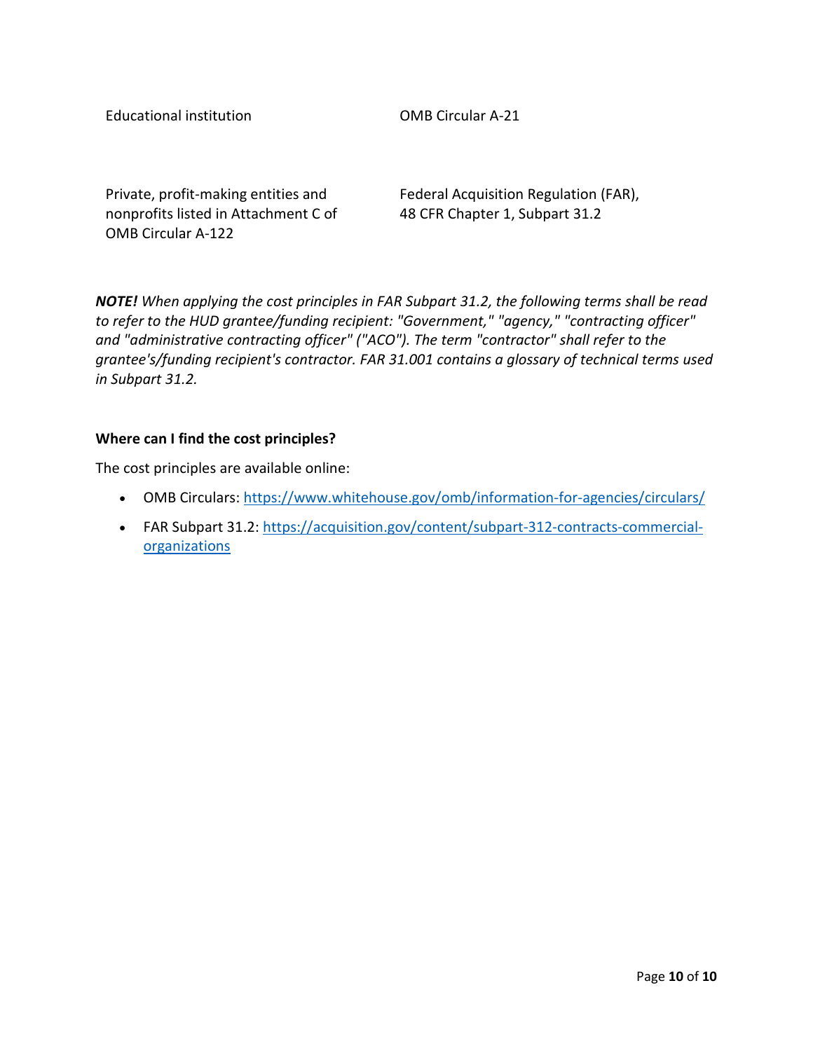| | |
|---|---|
| Educational institution | OMB Circular A-21 |
| Private, profit-making entities and nonprofits listed in Attachment C of OMB Circular A-122 | Federal Acquisition Regulation (FAR), 48 CFR Chapter 1, Subpart 31.2 |

***NOTE!*** *When applying the cost principles in FAR Subpart 31.2, the following terms shall be read to refer to the HUD grantee/funding recipient: "Government," "agency," "contracting officer" and "administrative contracting officer" ("ACO"). The term "contractor" shall refer to the grantee's/funding recipient's contractor. FAR 31.001 contains a glossary of technical terms used in Subpart 31.2.*

**Where can I find the cost principles?**

The cost principles are available online:

- OMB Circulars: https://www.whitehouse.gov/omb/information-for-agencies/circulars/
- FAR Subpart 31.2: https://acquisition.gov/content/subpart-312-contracts-commercial-organizations